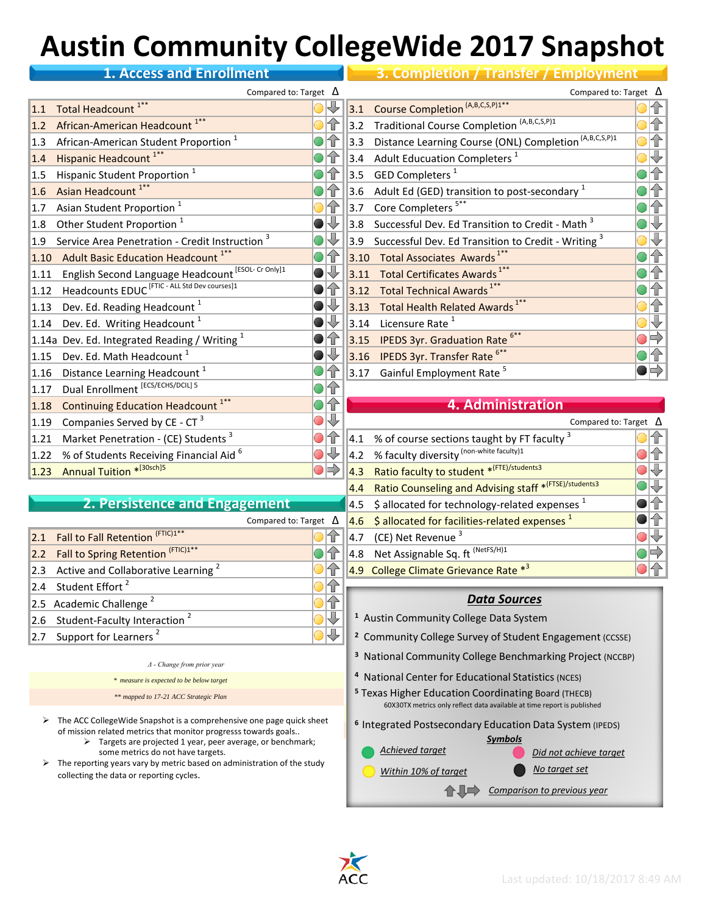# Austin Community CollegeWide 2017 Snapshot

## 1. Access and Enrollment

| Metric | Compared to: Target | Δ |
|---|---|---|
| 1.1 Total Headcount [1**] | Within 10% of target | ↓ |
| 1.2 African-American Headcount [1**] | Within 10% of target | ↑ |
| 1.3 African-American Student Proportion [1] | Achieved target | ↑ |
| 1.4 Hispanic Headcount [1**] | Achieved target | ↑ |
| 1.5 Hispanic Student Proportion [1] | Achieved target | ↑ |
| 1.6 Asian Headcount [1**] | Achieved target | ↑ |
| 1.7 Asian Student Proportion [1] | Achieved target | ↑ |
| 1.8 Other Student Proportion [1] | No target set | ↓ |
| 1.9 Service Area Penetration - Credit Instruction [3] | Achieved target | ↓ |
| 1.10 Adult Basic Education Headcount [1**] | Achieved target | ↑ |
| 1.11 English Second Language Headcount [ESOL- Cr Only]1 | No target set | ↓ |
| 1.12 Headcounts EDUC [FTIC - ALL Std Dev courses]1 | No target set | ↑ |
| 1.13 Dev. Ed. Reading Headcount [1] | No target set | ↓ |
| 1.14 Dev. Ed. Writing Headcount [1] | No target set | ↓ |
| 1.14a Dev. Ed. Integrated Reading / Writing [1] | No target set | ↑ |
| 1.15 Dev. Ed. Math Headcount [1] | No target set | ↓ |
| 1.16 Distance Learning Headcount [1] | Achieved target | ↑ |
| 1.17 Dual Enrollment [ECS/ECHS/DCIL] 5 | Achieved target | ↑ |
| 1.18 Continuing Education Headcount [1**] | Achieved target | ↑ |
| 1.19 Companies Served by CE - CT [3] | Did not achieve target | ↓ |
| 1.21 Market Penetration - (CE) Students [3] | Did not achieve target | ↑ |
| 1.22 % of Students Receiving Financial Aid [6] | Did not achieve target | ↓ |
| 1.23 Annual Tuition *[30sch]5 | Did not achieve target | ⇒ |

## 2. Persistence and Engagement

| Metric | Compared to: Target | Δ |
|---|---|---|
| 2.1 Fall to Fall Retention (FTIC)1** | Within 10% of target | ↑ |
| 2.2 Fall to Spring Retention (FTIC)1** | Achieved target | ↑ |
| 2.3 Active and Collaborative Learning [2] | Within 10% of target | ↑ |
| 2.4 Student Effort [2] | Within 10% of target | ↑ |
| 2.5 Academic Challenge [2] | Within 10% of target | ↑ |
| 2.6 Student-Faculty Interaction [2] | Within 10% of target | ↓ |
| 2.7 Support for Learners [2] | Within 10% of target | ↓ |

*Δ - Change from prior year*

*\* measure is expected to be below target*

*\*\* mapped to 17-21 ACC Strategic Plan*

- The ACC CollegeWide Snapshot is a comprehensive one page quick sheet of mission related metrics that monitor progresss towards goals..
  - Targets are projected 1 year, peer average, or benchmark; some metrics do not have targets.
- The reporting years vary by metric based on administration of the study collecting the data or reporting cycles.

## 3. Completion / Transfer / Employment

| Metric | Compared to: Target | Δ |
|---|---|---|
| 3.1 Course Completion (A,B,C,S,P)1** | Within 10% of target | ↑ |
| 3.2 Traditional Course Completion (A,B,C,S,P)1 | Within 10% of target | ↑ |
| 3.3 Distance Learning Course (ONL) Completion (A,B,C,S,P)1 | Within 10% of target | ↑ |
| 3.4 Adult Educuation Completers [1] | Within 10% of target | ↓ |
| 3.5 GED Completers [1] | Achieved target | ↑ |
| 3.6 Adult Ed (GED) transition to post-secondary [1] | Achieved target | ↑ |
| 3.7 Core Completers [5**] | Achieved target | ↑ |
| 3.8 Successful Dev. Ed Transition to Credit - Math [3] | Achieved target | ↓ |
| 3.9 Successful Dev. Ed Transition to Credit - Writing [3] | Within 10% of target | ↓ |
| 3.10 Total Associates Awards [1**] | Achieved target | ↑ |
| 3.11 Total Certificates Awards [1**] | Achieved target | ↑ |
| 3.12 Total Technical Awards [1**] | Achieved target | ↑ |
| 3.13 Total Health Related Awards [1**] | Within 10% of target | ↑ |
| 3.14 Licensure Rate [1] | Within 10% of target | ↓ |
| 3.15 IPEDS 3yr. Graduation Rate [6**] | Did not achieve target | ⇒ |
| 3.16 IPEDS 3yr. Transfer Rate [6**] | Achieved target | ↑ |
| 3.17 Gainful Employment Rate [5] | No target set | ⇒ |

## 4. Administration

| Metric | Compared to: Target | Δ |
|---|---|---|
| 4.1 % of course sections taught by FT faculty [3] | Within 10% of target | ↑ |
| 4.2 % faculty diversity (non-white faculty)1 | Did not achieve target | ↑ |
| 4.3 Ratio faculty to student *(FTE)/students3 | Did not achieve target | ↓ |
| 4.4 Ratio Counseling and Advising staff *(FTSE)/students3 | Achieved target | ↓ |
| 4.5 $ allocated for technology-related expenses [1] | No target set | ↑ |
| 4.6 $ allocated for facilities-related expenses [1] | No target set | ↑ |
| 4.7 (CE) Net Revenue [3] | Did not achieve target | ↓ |
| 4.8 Net Assignable Sq. ft (NetFS/H)1 | Achieved target | ⇒ |
| 4.9 College Climate Grievance Rate *3 | Did not achieve target | ↑ |

### Data Sources

[1] Austin Community College Data System

[2] Community College Survey of Student Engagement (CCSSE)

[3] National Community College Benchmarking Project (NCCBP)

[4] National Center for Educational Statistics (NCES)

[5] Texas Higher Education Coordinating Board (THECB)
60X30TX metrics only reflect data available at time report is published

[6] Integrated Postsecondary Education Data System (IPEDS)

**Symbols**

- Green: Achieved target
- Red: Did not achieve target
- Yellow: Within 10% of target
- Black: No target set
- ↑ ↓ ⇒ Comparison to previous year

ACC

Last updated: 10/18/2017 8:49 AM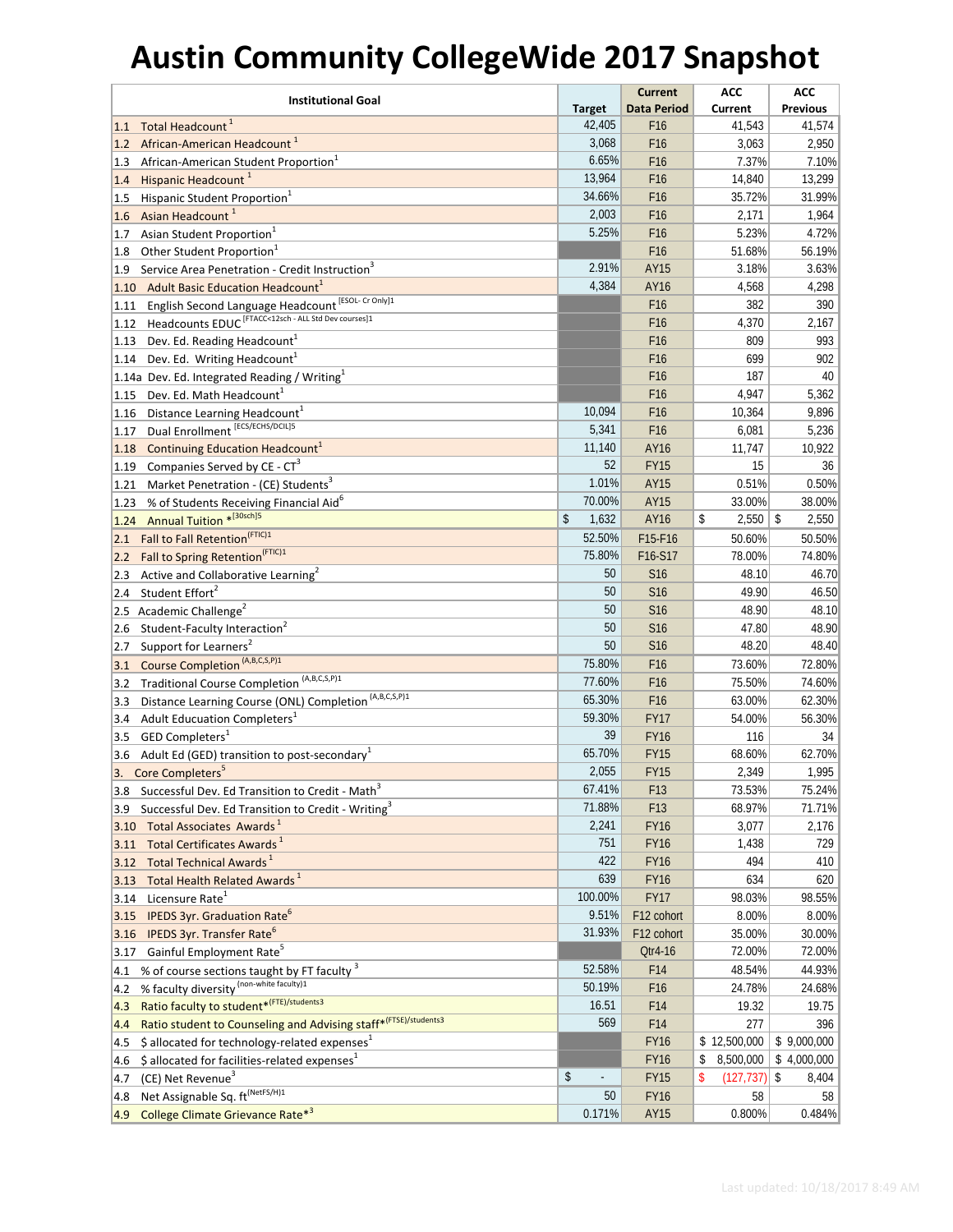# Austin Community CollegeWide 2017 Snapshot

| Institutional Goal | Target | Current Data Period | ACC Current | ACC Previous |
|---|---|---|---|---|
| 1.1 Total Headcount [1] | 42,405 | F16 | 41,543 | 41,574 |
| 1.2 African-American Headcount [1] | 3,068 | F16 | 3,063 | 2,950 |
| 1.3 African-American Student Proportion[1] | 6.65% | F16 | 7.37% | 7.10% |
| 1.4 Hispanic Headcount [1] | 13,964 | F16 | 14,840 | 13,299 |
| 1.5 Hispanic Student Proportion[1] | 34.66% | F16 | 35.72% | 31.99% |
| 1.6 Asian Headcount [1] | 2,003 | F16 | 2,171 | 1,964 |
| 1.7 Asian Student Proportion[1] | 5.25% | F16 | 5.23% | 4.72% |
| 1.8 Other Student Proportion[1] | | F16 | 51.68% | 56.19% |
| 1.9 Service Area Penetration - Credit Instruction[3] | 2.91% | AY15 | 3.18% | 3.63% |
| 1.10 Adult Basic Education Headcount[1] | 4,384 | AY16 | 4,568 | 4,298 |
| 1.11 English Second Language Headcount [ESOL- Cr Only]1 | | F16 | 382 | 390 |
| 1.12 Headcounts EDUC [FTACC<12sch - ALL Std Dev courses]1 | | F16 | 4,370 | 2,167 |
| 1.13 Dev. Ed. Reading Headcount[1] | | F16 | 809 | 993 |
| 1.14 Dev. Ed. Writing Headcount[1] | | F16 | 699 | 902 |
| 1.14a Dev. Ed. Integrated Reading / Writing[1] | | F16 | 187 | 40 |
| 1.15 Dev. Ed. Math Headcount[1] | | F16 | 4,947 | 5,362 |
| 1.16 Distance Learning Headcount[1] | 10,094 | F16 | 10,364 | 9,896 |
| 1.17 Dual Enrollment [ECS/ECHS/DCIL]5 | 5,341 | F16 | 6,081 | 5,236 |
| 1.18 Continuing Education Headcount[1] | 11,140 | AY16 | 11,747 | 10,922 |
| 1.19 Companies Served by CE - CT[3] | 52 | FY15 | 15 | 36 |
| 1.21 Market Penetration - (CE) Students[3] | 1.01% | AY15 | 0.51% | 0.50% |
| 1.23 % of Students Receiving Financial Aid[6] | 70.00% | AY15 | 33.00% | 38.00% |
| 1.24 Annual Tuition *[30sch]5 | $ 1,632 | AY16 | $ 2,550 | $ 2,550 |
| 2.1 Fall to Fall Retention(FTIC)1 | 52.50% | F15-F16 | 50.60% | 50.50% |
| 2.2 Fall to Spring Retention(FTIC)1 | 75.80% | F16-S17 | 78.00% | 74.80% |
| 2.3 Active and Collaborative Learning[2] | 50 | S16 | 48.10 | 46.70 |
| 2.4 Student Effort[2] | 50 | S16 | 49.90 | 46.50 |
| 2.5 Academic Challenge[2] | 50 | S16 | 48.90 | 48.10 |
| 2.6 Student-Faculty Interaction[2] | 50 | S16 | 47.80 | 48.90 |
| 2.7 Support for Learners[2] | 50 | S16 | 48.20 | 48.40 |
| 3.1 Course Completion (A,B,C,S,P)1 | 75.80% | F16 | 73.60% | 72.80% |
| 3.2 Traditional Course Completion (A,B,C,S,P)1 | 77.60% | F16 | 75.50% | 74.60% |
| 3.3 Distance Learning Course (ONL) Completion (A,B,C,S,P)1 | 65.30% | F16 | 63.00% | 62.30% |
| 3.4 Adult Educuation Completers[1] | 59.30% | FY17 | 54.00% | 56.30% |
| 3.5 GED Completers[1] | 39 | FY16 | 116 | 34 |
| 3.6 Adult Ed (GED) transition to post-secondary[1] | 65.70% | FY15 | 68.60% | 62.70% |
| 3. Core Completers[5] | 2,055 | FY15 | 2,349 | 1,995 |
| 3.8 Successful Dev. Ed Transition to Credit - Math[3] | 67.41% | F13 | 73.53% | 75.24% |
| 3.9 Successful Dev. Ed Transition to Credit - Writing[3] | 71.88% | F13 | 68.97% | 71.71% |
| 3.10 Total Associates Awards [1] | 2,241 | FY16 | 3,077 | 2,176 |
| 3.11 Total Certificates Awards [1] | 751 | FY16 | 1,438 | 729 |
| 3.12 Total Technical Awards [1] | 422 | FY16 | 494 | 410 |
| 3.13 Total Health Related Awards [1] | 639 | FY16 | 634 | 620 |
| 3.14 Licensure Rate[1] | 100.00% | FY17 | 98.03% | 98.55% |
| 3.15 IPEDS 3yr. Graduation Rate[6] | 9.51% | F12 cohort | 8.00% | 8.00% |
| 3.16 IPEDS 3yr. Transfer Rate[6] | 31.93% | F12 cohort | 35.00% | 30.00% |
| 3.17 Gainful Employment Rate[5] | | Qtr4-16 | 72.00% | 72.00% |
| 4.1 % of course sections taught by FT faculty [3] | 52.58% | F14 | 48.54% | 44.93% |
| 4.2 % faculty diversity (non-white faculty)1 | 50.19% | F16 | 24.78% | 24.68% |
| 4.3 Ratio faculty to student*(FTE)/students3 | 16.51 | F14 | 19.32 | 19.75 |
| 4.4 Ratio student to Counseling and Advising staff*(FTSE)/students3 | 569 | F14 | 277 | 396 |
| 4.5 $ allocated for technology-related expenses[1] | | FY16 | $ 12,500,000 | $ 9,000,000 |
| 4.6 $ allocated for facilities-related expenses[1] | | FY16 | $ 8,500,000 | $ 4,000,000 |
| 4.7 (CE) Net Revenue[3] | $ - | FY15 | $ (127,737) | $ 8,404 |
| 4.8 Net Assignable Sq. ft(NetFS/H)1 | 50 | FY16 | 58 | 58 |
| 4.9 College Climate Grievance Rate*[3] | 0.171% | AY15 | 0.800% | 0.484% |

Last updated: 10/18/2017 8:49 AM